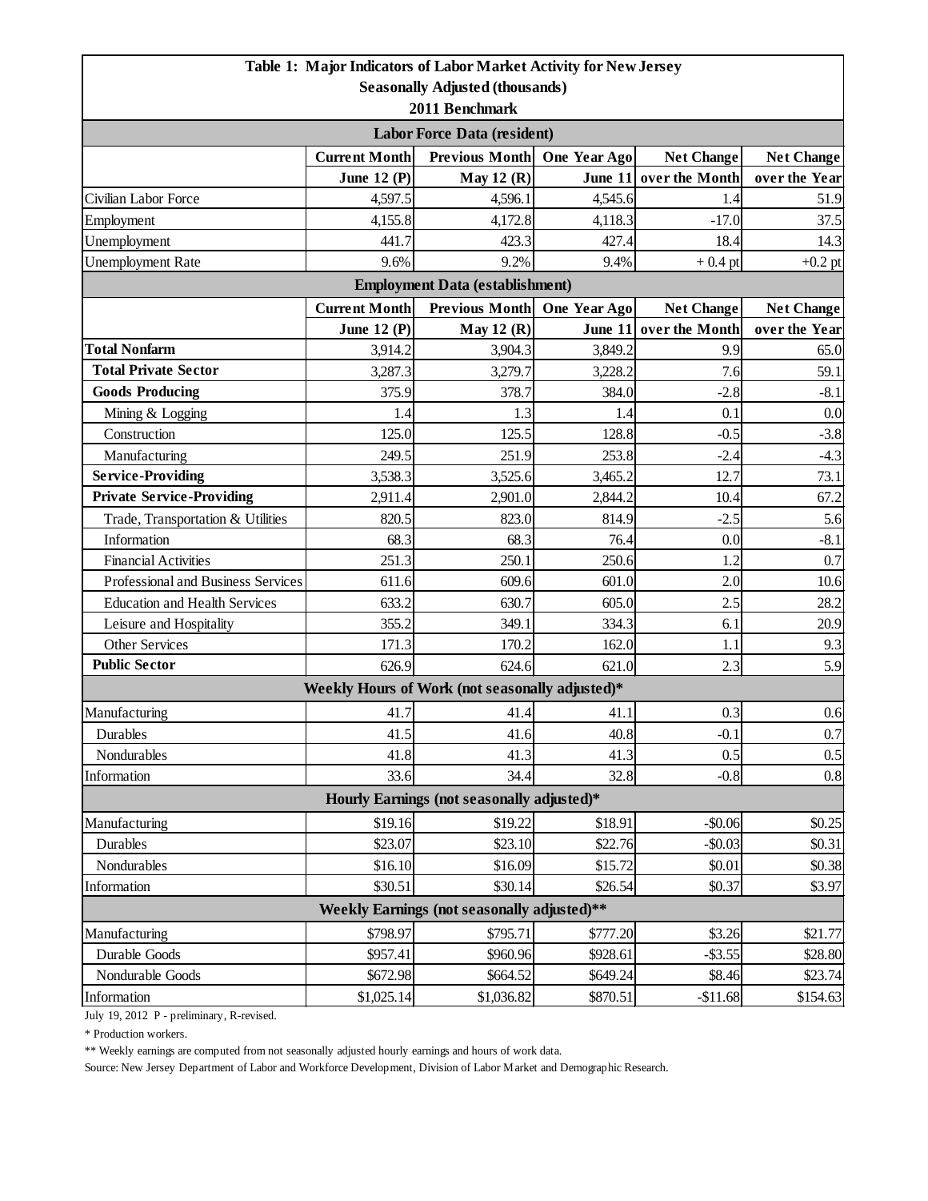# Table 1: Major Indicators of Labor Market Activity for New Jersey

**Seasonally Adjusted (thousands)**

**2011 Benchmark**

| | Current Month | Previous Month | One Year Ago | Net Change | Net Change |
|---|---|---|---|---|---|
| | June 12 (P) | May 12 (R) | June 11 | over the Month | over the Year |
| **Labor Force Data (resident)** | | | | | |
| Civilian Labor Force | 4,597.5 | 4,596.1 | 4,545.6 | 1.4 | 51.9 |
| Employment | 4,155.8 | 4,172.8 | 4,118.3 | -17.0 | 37.5 |
| Unemployment | 441.7 | 423.3 | 427.4 | 18.4 | 14.3 |
| Unemployment Rate | 9.6% | 9.2% | 9.4% | + 0.4 pt | +0.2 pt |
| **Employment Data (establishment)** | | | | | |
| **Total Nonfarm** | 3,914.2 | 3,904.3 | 3,849.2 | 9.9 | 65.0 |
| **Total Private Sector** | 3,287.3 | 3,279.7 | 3,228.2 | 7.6 | 59.1 |
| **Goods Producing** | 375.9 | 378.7 | 384.0 | -2.8 | -8.1 |
| Mining & Logging | 1.4 | 1.3 | 1.4 | 0.1 | 0.0 |
| Construction | 125.0 | 125.5 | 128.8 | -0.5 | -3.8 |
| Manufacturing | 249.5 | 251.9 | 253.8 | -2.4 | -4.3 |
| **Service-Providing** | 3,538.3 | 3,525.6 | 3,465.2 | 12.7 | 73.1 |
| **Private Service-Providing** | 2,911.4 | 2,901.0 | 2,844.2 | 10.4 | 67.2 |
| Trade, Transportation & Utilities | 820.5 | 823.0 | 814.9 | -2.5 | 5.6 |
| Information | 68.3 | 68.3 | 76.4 | 0.0 | -8.1 |
| Financial Activities | 251.3 | 250.1 | 250.6 | 1.2 | 0.7 |
| Professional and Business Services | 611.6 | 609.6 | 601.0 | 2.0 | 10.6 |
| Education and Health Services | 633.2 | 630.7 | 605.0 | 2.5 | 28.2 |
| Leisure and Hospitality | 355.2 | 349.1 | 334.3 | 6.1 | 20.9 |
| Other Services | 171.3 | 170.2 | 162.0 | 1.1 | 9.3 |
| **Public Sector** | 626.9 | 624.6 | 621.0 | 2.3 | 5.9 |
| **Weekly Hours of Work (not seasonally adjusted)*** | | | | | |
| Manufacturing | 41.7 | 41.4 | 41.1 | 0.3 | 0.6 |
| Durables | 41.5 | 41.6 | 40.8 | -0.1 | 0.7 |
| Nondurables | 41.8 | 41.3 | 41.3 | 0.5 | 0.5 |
| Information | 33.6 | 34.4 | 32.8 | -0.8 | 0.8 |
| **Hourly Earnings (not seasonally adjusted)*** | | | | | |
| Manufacturing | $19.16 | $19.22 | $18.91 | -$0.06 | $0.25 |
| Durables | $23.07 | $23.10 | $22.76 | -$0.03 | $0.31 |
| Nondurables | $16.10 | $16.09 | $15.72 | $0.01 | $0.38 |
| Information | $30.51 | $30.14 | $26.54 | $0.37 | $3.97 |
| **Weekly Earnings (not seasonally adjusted)**** | | | | | |
| Manufacturing | $798.97 | $795.71 | $777.20 | $3.26 | $21.77 |
| Durable Goods | $957.41 | $960.96 | $928.61 | -$3.55 | $28.80 |
| Nondurable Goods | $672.98 | $664.52 | $649.24 | $8.46 | $23.74 |
| Information | $1,025.14 | $1,036.82 | $870.51 | -$11.68 | $154.63 |

July 19, 2012 P - preliminary, R-revised.

* Production workers.

** Weekly earnings are computed from not seasonally adjusted hourly earnings and hours of work data.

Source: New Jersey Department of Labor and Workforce Development, Division of Labor Market and Demographic Research.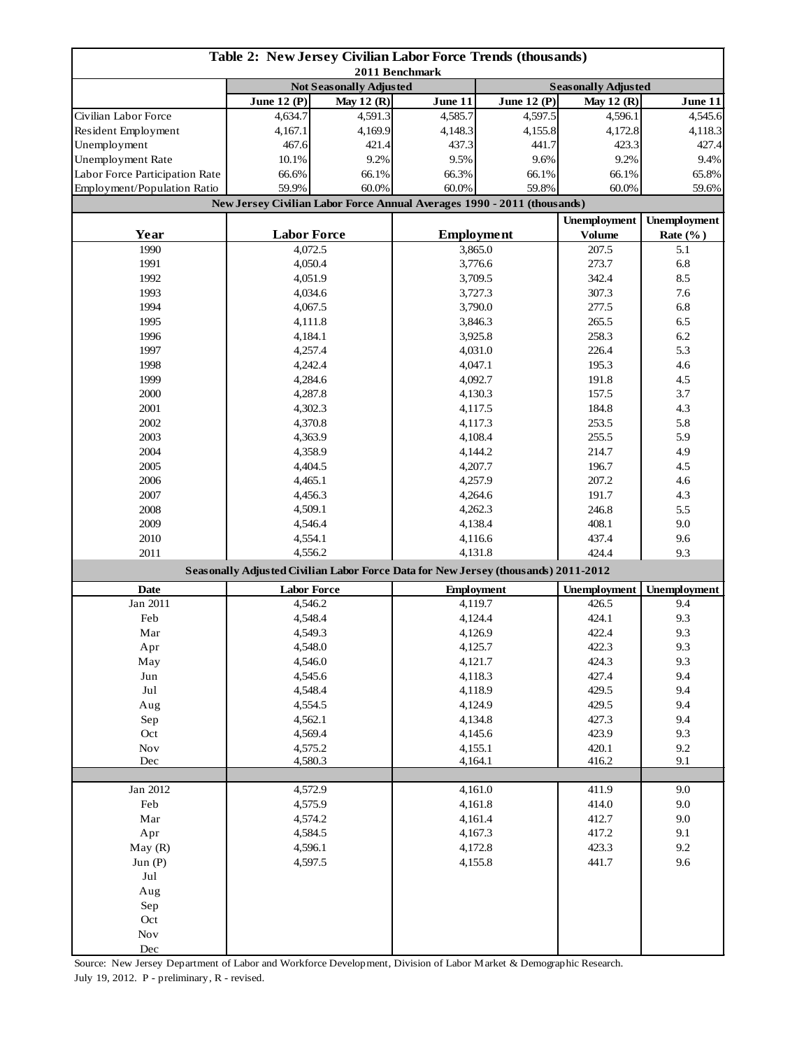## Table 2: New Jersey Civilian Labor Force Trends (thousands)

2011 Benchmark

| | Not Seasonally Adjusted | | | Seasonally Adjusted | | |
|---|---|---|---|---|---|---|
| | June 12 (P) | May 12 (R) | June 11 | June 12 (P) | May 12 (R) | June 11 |
| Civilian Labor Force | 4,634.7 | 4,591.3 | 4,585.7 | 4,597.5 | 4,596.1 | 4,545.6 |
| Resident Employment | 4,167.1 | 4,169.9 | 4,148.3 | 4,155.8 | 4,172.8 | 4,118.3 |
| Unemployment | 467.6 | 421.4 | 437.3 | 441.7 | 423.3 | 427.4 |
| Unemployment Rate | 10.1% | 9.2% | 9.5% | 9.6% | 9.2% | 9.4% |
| Labor Force Participation Rate | 66.6% | 66.1% | 66.3% | 66.1% | 66.1% | 65.8% |
| Employment/Population Ratio | 59.9% | 60.0% | 60.0% | 59.8% | 60.0% | 59.6% |

### New Jersey Civilian Labor Force Annual Averages 1990 - 2011 (thousands)

| Year | Labor Force | Employment | Unemployment Volume | Unemployment Rate (%) |
|---|---|---|---|---|
| 1990 | 4,072.5 | 3,865.0 | 207.5 | 5.1 |
| 1991 | 4,050.4 | 3,776.6 | 273.7 | 6.8 |
| 1992 | 4,051.9 | 3,709.5 | 342.4 | 8.5 |
| 1993 | 4,034.6 | 3,727.3 | 307.3 | 7.6 |
| 1994 | 4,067.5 | 3,790.0 | 277.5 | 6.8 |
| 1995 | 4,111.8 | 3,846.3 | 265.5 | 6.5 |
| 1996 | 4,184.1 | 3,925.8 | 258.3 | 6.2 |
| 1997 | 4,257.4 | 4,031.0 | 226.4 | 5.3 |
| 1998 | 4,242.4 | 4,047.1 | 195.3 | 4.6 |
| 1999 | 4,284.6 | 4,092.7 | 191.8 | 4.5 |
| 2000 | 4,287.8 | 4,130.3 | 157.5 | 3.7 |
| 2001 | 4,302.3 | 4,117.5 | 184.8 | 4.3 |
| 2002 | 4,370.8 | 4,117.3 | 253.5 | 5.8 |
| 2003 | 4,363.9 | 4,108.4 | 255.5 | 5.9 |
| 2004 | 4,358.9 | 4,144.2 | 214.7 | 4.9 |
| 2005 | 4,404.5 | 4,207.7 | 196.7 | 4.5 |
| 2006 | 4,465.1 | 4,257.9 | 207.2 | 4.6 |
| 2007 | 4,456.3 | 4,264.6 | 191.7 | 4.3 |
| 2008 | 4,509.1 | 4,262.3 | 246.8 | 5.5 |
| 2009 | 4,546.4 | 4,138.4 | 408.1 | 9.0 |
| 2010 | 4,554.1 | 4,116.6 | 437.4 | 9.6 |
| 2011 | 4,556.2 | 4,131.8 | 424.4 | 9.3 |

### Seasonally Adjusted Civilian Labor Force Data for New Jersey (thousands) 2011-2012

| Date | Labor Force | Employment | Unemployment | Unemployment |
|---|---|---|---|---|
| Jan 2011 | 4,546.2 | 4,119.7 | 426.5 | 9.4 |
| Feb | 4,548.4 | 4,124.4 | 424.1 | 9.3 |
| Mar | 4,549.3 | 4,126.9 | 422.4 | 9.3 |
| Apr | 4,548.0 | 4,125.7 | 422.3 | 9.3 |
| May | 4,546.0 | 4,121.7 | 424.3 | 9.3 |
| Jun | 4,545.6 | 4,118.3 | 427.4 | 9.4 |
| Jul | 4,548.4 | 4,118.9 | 429.5 | 9.4 |
| Aug | 4,554.5 | 4,124.9 | 429.5 | 9.4 |
| Sep | 4,562.1 | 4,134.8 | 427.3 | 9.4 |
| Oct | 4,569.4 | 4,145.6 | 423.9 | 9.3 |
| Nov | 4,575.2 | 4,155.1 | 420.1 | 9.2 |
| Dec | 4,580.3 | 4,164.1 | 416.2 | 9.1 |
| | | | | |
| Jan 2012 | 4,572.9 | 4,161.0 | 411.9 | 9.0 |
| Feb | 4,575.9 | 4,161.8 | 414.0 | 9.0 |
| Mar | 4,574.2 | 4,161.4 | 412.7 | 9.0 |
| Apr | 4,584.5 | 4,167.3 | 417.2 | 9.1 |
| May (R) | 4,596.1 | 4,172.8 | 423.3 | 9.2 |
| Jun (P) | 4,597.5 | 4,155.8 | 441.7 | 9.6 |
| Jul | | | | |
| Aug | | | | |
| Sep | | | | |
| Oct | | | | |
| Nov | | | | |
| Dec | | | | |

Source: New Jersey Department of Labor and Workforce Development, Division of Labor Market & Demographic Research.
July 19, 2012. P - preliminary, R - revised.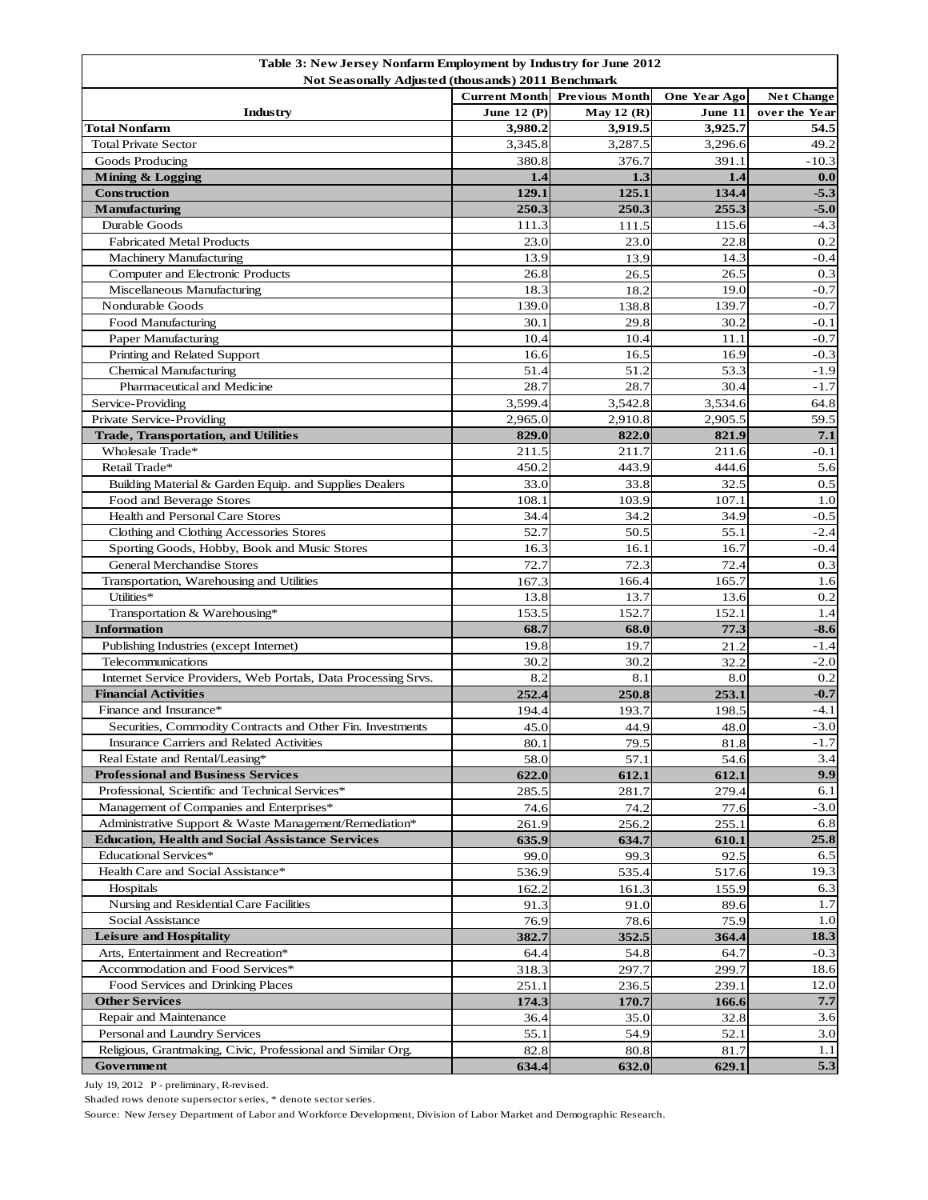**Table 3: New Jersey Nonfarm Employment by Industry for June 2012**
**Not Seasonally Adjusted (thousands) 2011 Benchmark**

| Industry | Current Month June 12 (P) | Previous Month May 12 (R) | One Year Ago June 11 | Net Change over the Year |
|---|---|---|---|---|
| **Total Nonfarm** | **3,980.2** | **3,919.5** | **3,925.7** | **54.5** |
| Total Private Sector | 3,345.8 | 3,287.5 | 3,296.6 | 49.2 |
| Goods Producing | 380.8 | 376.7 | 391.1 | -10.3 |
| **Mining & Logging** | **1.4** | **1.3** | **1.4** | **0.0** |
| **Construction** | **129.1** | **125.1** | **134.4** | **-5.3** |
| **Manufacturing** | **250.3** | **250.3** | **255.3** | **-5.0** |
| Durable Goods | 111.3 | 111.5 | 115.6 | -4.3 |
| Fabricated Metal Products | 23.0 | 23.0 | 22.8 | 0.2 |
| Machinery Manufacturing | 13.9 | 13.9 | 14.3 | -0.4 |
| Computer and Electronic Products | 26.8 | 26.5 | 26.5 | 0.3 |
| Miscellaneous Manufacturing | 18.3 | 18.2 | 19.0 | -0.7 |
| Nondurable Goods | 139.0 | 138.8 | 139.7 | -0.7 |
| Food Manufacturing | 30.1 | 29.8 | 30.2 | -0.1 |
| Paper Manufacturing | 10.4 | 10.4 | 11.1 | -0.7 |
| Printing and Related Support | 16.6 | 16.5 | 16.9 | -0.3 |
| Chemical Manufacturing | 51.4 | 51.2 | 53.3 | -1.9 |
| Pharmaceutical and Medicine | 28.7 | 28.7 | 30.4 | -1.7 |
| Service-Providing | 3,599.4 | 3,542.8 | 3,534.6 | 64.8 |
| Private Service-Providing | 2,965.0 | 2,910.8 | 2,905.5 | 59.5 |
| **Trade, Transportation, and Utilities** | **829.0** | **822.0** | **821.9** | **7.1** |
| Wholesale Trade* | 211.5 | 211.7 | 211.6 | -0.1 |
| Retail Trade* | 450.2 | 443.9 | 444.6 | 5.6 |
| Building Material & Garden Equip. and Supplies Dealers | 33.0 | 33.8 | 32.5 | 0.5 |
| Food and Beverage Stores | 108.1 | 103.9 | 107.1 | 1.0 |
| Health and Personal Care Stores | 34.4 | 34.2 | 34.9 | -0.5 |
| Clothing and Clothing Accessories Stores | 52.7 | 50.5 | 55.1 | -2.4 |
| Sporting Goods, Hobby, Book and Music Stores | 16.3 | 16.1 | 16.7 | -0.4 |
| General Merchandise Stores | 72.7 | 72.3 | 72.4 | 0.3 |
| Transportation, Warehousing and Utilities | 167.3 | 166.4 | 165.7 | 1.6 |
| Utilities* | 13.8 | 13.7 | 13.6 | 0.2 |
| Transportation & Warehousing* | 153.5 | 152.7 | 152.1 | 1.4 |
| **Information** | **68.7** | **68.0** | **77.3** | **-8.6** |
| Publishing Industries (except Internet) | 19.8 | 19.7 | 21.2 | -1.4 |
| Telecommunications | 30.2 | 30.2 | 32.2 | -2.0 |
| Internet Service Providers, Web Portals, Data Processing Srvs. | 8.2 | 8.1 | 8.0 | 0.2 |
| **Financial Activities** | **252.4** | **250.8** | **253.1** | **-0.7** |
| Finance and Insurance* | 194.4 | 193.7 | 198.5 | -4.1 |
| Securities, Commodity Contracts and Other Fin. Investments | 45.0 | 44.9 | 48.0 | -3.0 |
| Insurance Carriers and Related Activities | 80.1 | 79.5 | 81.8 | -1.7 |
| Real Estate and Rental/Leasing* | 58.0 | 57.1 | 54.6 | 3.4 |
| **Professional and Business Services** | **622.0** | **612.1** | **612.1** | **9.9** |
| Professional, Scientific and Technical Services* | 285.5 | 281.7 | 279.4 | 6.1 |
| Management of Companies and Enterprises* | 74.6 | 74.2 | 77.6 | -3.0 |
| Administrative Support & Waste Management/Remediation* | 261.9 | 256.2 | 255.1 | 6.8 |
| **Education, Health and Social Assistance Services** | **635.9** | **634.7** | **610.1** | **25.8** |
| Educational Services* | 99.0 | 99.3 | 92.5 | 6.5 |
| Health Care and Social Assistance* | 536.9 | 535.4 | 517.6 | 19.3 |
| Hospitals | 162.2 | 161.3 | 155.9 | 6.3 |
| Nursing and Residential Care Facilities | 91.3 | 91.0 | 89.6 | 1.7 |
| Social Assistance | 76.9 | 78.6 | 75.9 | 1.0 |
| **Leisure and Hospitality** | **382.7** | **352.5** | **364.4** | **18.3** |
| Arts, Entertainment and Recreation* | 64.4 | 54.8 | 64.7 | -0.3 |
| Accommodation and Food Services* | 318.3 | 297.7 | 299.7 | 18.6 |
| Food Services and Drinking Places | 251.1 | 236.5 | 239.1 | 12.0 |
| **Other Services** | **174.3** | **170.7** | **166.6** | **7.7** |
| Repair and Maintenance | 36.4 | 35.0 | 32.8 | 3.6 |
| Personal and Laundry Services | 55.1 | 54.9 | 52.1 | 3.0 |
| Religious, Grantmaking, Civic, Professional and Similar Org. | 82.8 | 80.8 | 81.7 | 1.1 |
| **Government** | **634.4** | **632.0** | **629.1** | **5.3** |

July 19, 2012 P - preliminary, R-revised.

Shaded rows denote supersector series, * denote sector series.

Source: New Jersey Department of Labor and Workforce Development, Division of Labor Market and Demographic Research.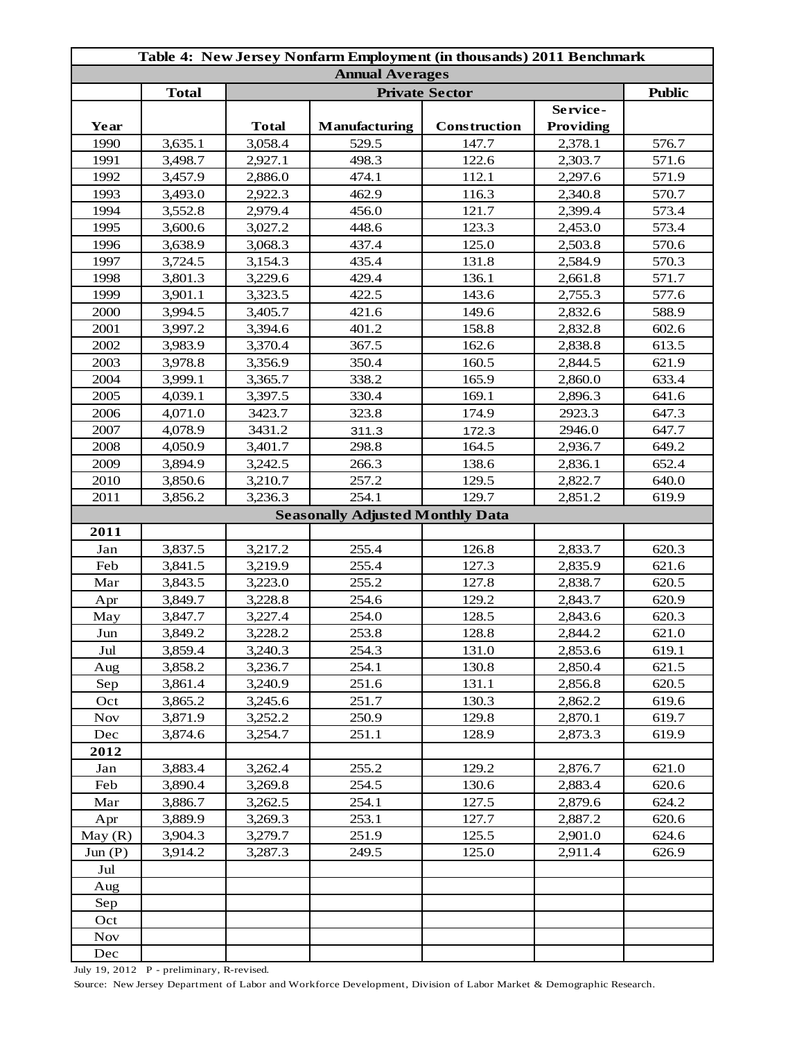| Table 4: New Jersey Nonfarm Employment (in thousands) 2011 Benchmark | | | | | | |
|---|---|---|---|---|---|---|
| **Annual Averages** | | | | | | |
| | **Total** | **Private Sector** | | | | **Public** |
| **Year** | | **Total** | **Manufacturing** | **Construction** | **Service-Providing** | |
| 1990 | 3,635.1 | 3,058.4 | 529.5 | 147.7 | 2,378.1 | 576.7 |
| 1991 | 3,498.7 | 2,927.1 | 498.3 | 122.6 | 2,303.7 | 571.6 |
| 1992 | 3,457.9 | 2,886.0 | 474.1 | 112.1 | 2,297.6 | 571.9 |
| 1993 | 3,493.0 | 2,922.3 | 462.9 | 116.3 | 2,340.8 | 570.7 |
| 1994 | 3,552.8 | 2,979.4 | 456.0 | 121.7 | 2,399.4 | 573.4 |
| 1995 | 3,600.6 | 3,027.2 | 448.6 | 123.3 | 2,453.0 | 573.4 |
| 1996 | 3,638.9 | 3,068.3 | 437.4 | 125.0 | 2,503.8 | 570.6 |
| 1997 | 3,724.5 | 3,154.3 | 435.4 | 131.8 | 2,584.9 | 570.3 |
| 1998 | 3,801.3 | 3,229.6 | 429.4 | 136.1 | 2,661.8 | 571.7 |
| 1999 | 3,901.1 | 3,323.5 | 422.5 | 143.6 | 2,755.3 | 577.6 |
| 2000 | 3,994.5 | 3,405.7 | 421.6 | 149.6 | 2,832.6 | 588.9 |
| 2001 | 3,997.2 | 3,394.6 | 401.2 | 158.8 | 2,832.8 | 602.6 |
| 2002 | 3,983.9 | 3,370.4 | 367.5 | 162.6 | 2,838.8 | 613.5 |
| 2003 | 3,978.8 | 3,356.9 | 350.4 | 160.5 | 2,844.5 | 621.9 |
| 2004 | 3,999.1 | 3,365.7 | 338.2 | 165.9 | 2,860.0 | 633.4 |
| 2005 | 4,039.1 | 3,397.5 | 330.4 | 169.1 | 2,896.3 | 641.6 |
| 2006 | 4,071.0 | 3423.7 | 323.8 | 174.9 | 2923.3 | 647.3 |
| 2007 | 4,078.9 | 3431.2 | 311.3 | 172.3 | 2946.0 | 647.7 |
| 2008 | 4,050.9 | 3,401.7 | 298.8 | 164.5 | 2,936.7 | 649.2 |
| 2009 | 3,894.9 | 3,242.5 | 266.3 | 138.6 | 2,836.1 | 652.4 |
| 2010 | 3,850.6 | 3,210.7 | 257.2 | 129.5 | 2,822.7 | 640.0 |
| 2011 | 3,856.2 | 3,236.3 | 254.1 | 129.7 | 2,851.2 | 619.9 |
| **Seasonally Adjusted Monthly Data** | | | | | | |
| **2011** | | | | | | |
| Jan | 3,837.5 | 3,217.2 | 255.4 | 126.8 | 2,833.7 | 620.3 |
| Feb | 3,841.5 | 3,219.9 | 255.4 | 127.3 | 2,835.9 | 621.6 |
| Mar | 3,843.5 | 3,223.0 | 255.2 | 127.8 | 2,838.7 | 620.5 |
| Apr | 3,849.7 | 3,228.8 | 254.6 | 129.2 | 2,843.7 | 620.9 |
| May | 3,847.7 | 3,227.4 | 254.0 | 128.5 | 2,843.6 | 620.3 |
| Jun | 3,849.2 | 3,228.2 | 253.8 | 128.8 | 2,844.2 | 621.0 |
| Jul | 3,859.4 | 3,240.3 | 254.3 | 131.0 | 2,853.6 | 619.1 |
| Aug | 3,858.2 | 3,236.7 | 254.1 | 130.8 | 2,850.4 | 621.5 |
| Sep | 3,861.4 | 3,240.9 | 251.6 | 131.1 | 2,856.8 | 620.5 |
| Oct | 3,865.2 | 3,245.6 | 251.7 | 130.3 | 2,862.2 | 619.6 |
| Nov | 3,871.9 | 3,252.2 | 250.9 | 129.8 | 2,870.1 | 619.7 |
| Dec | 3,874.6 | 3,254.7 | 251.1 | 128.9 | 2,873.3 | 619.9 |
| **2012** | | | | | | |
| Jan | 3,883.4 | 3,262.4 | 255.2 | 129.2 | 2,876.7 | 621.0 |
| Feb | 3,890.4 | 3,269.8 | 254.5 | 130.6 | 2,883.4 | 620.6 |
| Mar | 3,886.7 | 3,262.5 | 254.1 | 127.5 | 2,879.6 | 624.2 |
| Apr | 3,889.9 | 3,269.3 | 253.1 | 127.7 | 2,887.2 | 620.6 |
| May (R) | 3,904.3 | 3,279.7 | 251.9 | 125.5 | 2,901.0 | 624.6 |
| Jun (P) | 3,914.2 | 3,287.3 | 249.5 | 125.0 | 2,911.4 | 626.9 |
| Jul | | | | | | |
| Aug | | | | | | |
| Sep | | | | | | |
| Oct | | | | | | |
| Nov | | | | | | |
| Dec | | | | | | |

July 19, 2012 P - preliminary, R-revised.

Source: New Jersey Department of Labor and Workforce Development, Division of Labor Market & Demographic Research.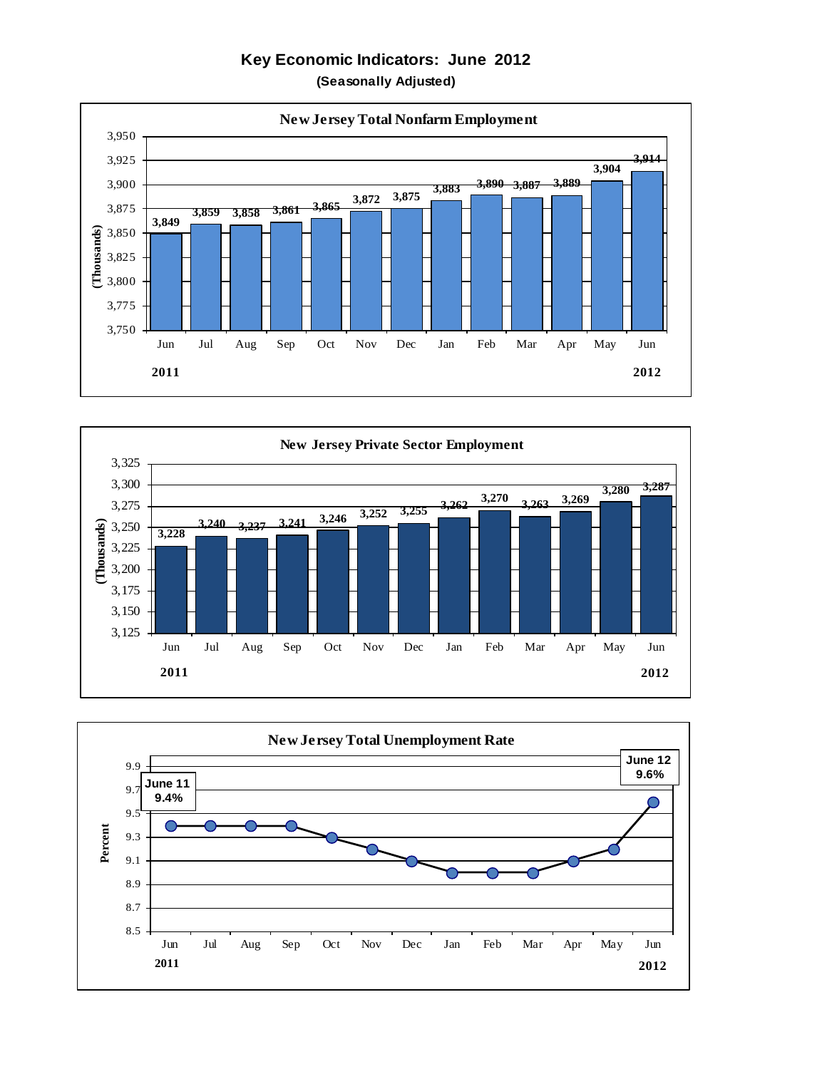# Key Economic Indicators: June 2012

**(Seasonally Adjusted)**

**New Jersey Total Nonfarm Employment**

(Thousands)

3,950
3,925
3,900
3,875
3,850
3,825
3,800
3,775
3,750

3,849 3,859 3,858 3,861 3,865 3,872 3,875 3,883 3,890 3,887 3,889 3,904 3,914

Jun Jul Aug Sep Oct Nov Dec Jan Feb Mar Apr May Jun

2011 2012

**New Jersey Private Sector Employment**

(Thousands)

3,325
3,300
3,275
3,250
3,225
3,200
3,175
3,150
3,125

3,228 3,240 3,237 3,241 3,246 3,252 3,255 3,262 3,270 3,263 3,269 3,280 3,287

Jun Jul Aug Sep Oct Nov Dec Jan Feb Mar Apr May Jun

2011 2012

**New Jersey Total Unemployment Rate**

Percent

9.9
9.7
9.5
9.3
9.1
8.9
8.7
8.5

June 11
9.4%

June 12
9.6%

Jun Jul Aug Sep Oct Nov Dec Jan Feb Mar Apr May Jun

2011 2012